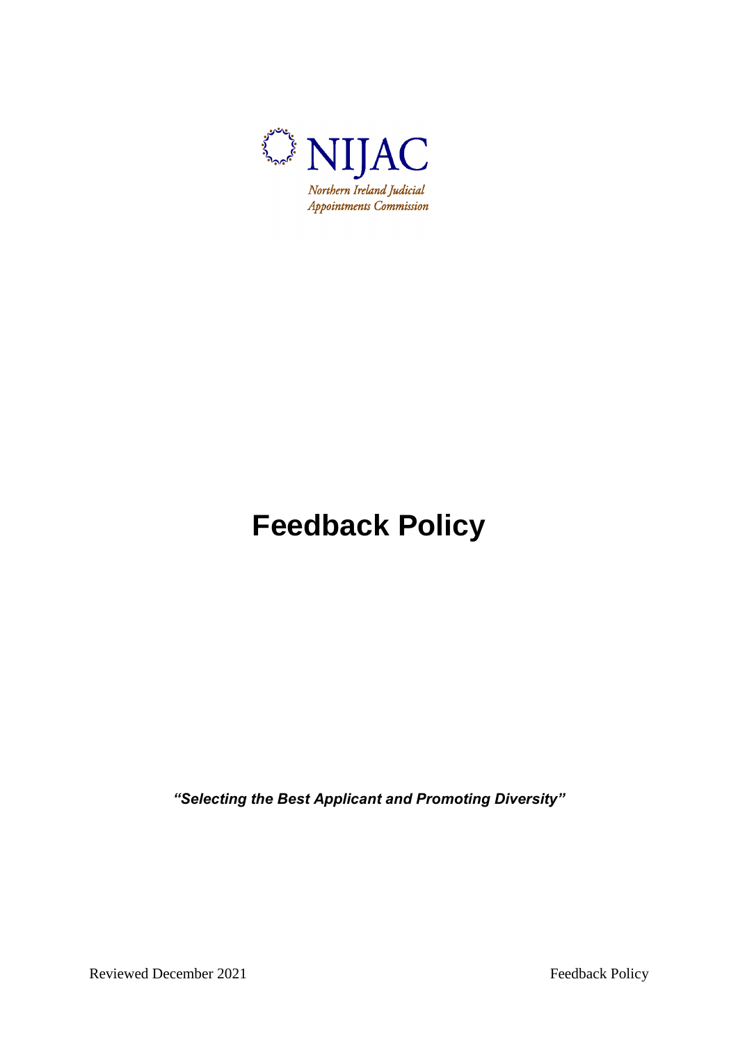NIJAC

*Northern Ireland Judicial Appointments Commission*

# Feedback Policy

***"Selecting the Best Applicant and Promoting Diversity"***

Reviewed December 2021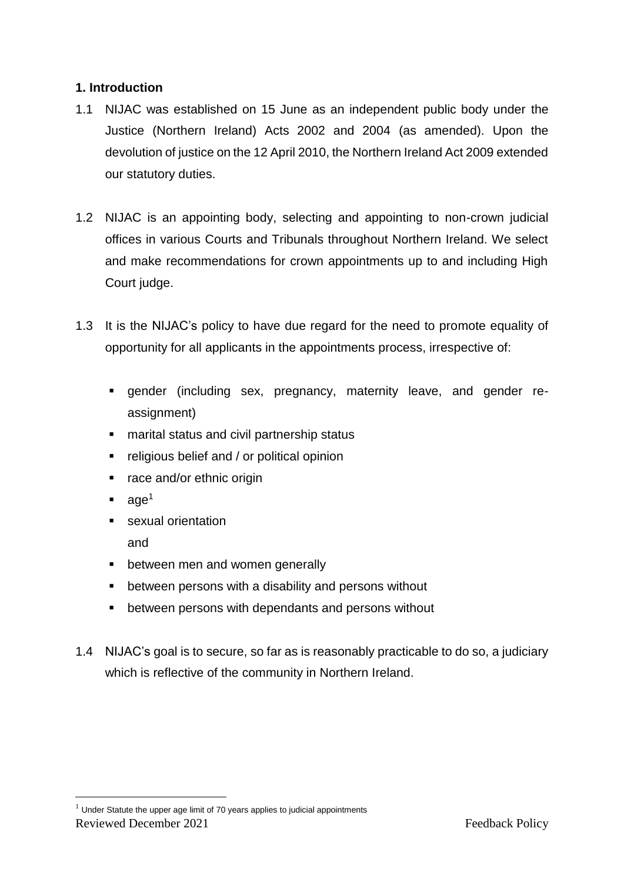## 1. Introduction

1.1 NIJAC was established on 15 June as an independent public body under the Justice (Northern Ireland) Acts 2002 and 2004 (as amended). Upon the devolution of justice on the 12 April 2010, the Northern Ireland Act 2009 extended our statutory duties.

1.2 NIJAC is an appointing body, selecting and appointing to non-crown judicial offices in various Courts and Tribunals throughout Northern Ireland. We select and make recommendations for crown appointments up to and including High Court judge.

1.3 It is the NIJAC's policy to have due regard for the need to promote equality of opportunity for all applicants in the appointments process, irrespective of:

- gender (including sex, pregnancy, maternity leave, and gender re-assignment)
- marital status and civil partnership status
- religious belief and / or political opinion
- race and/or ethnic origin
- age[1]
- sexual orientation

  and

- between men and women generally
- between persons with a disability and persons without
- between persons with dependants and persons without

1.4 NIJAC's goal is to secure, so far as is reasonably practicable to do so, a judiciary which is reflective of the community in Northern Ireland.

[1] Under Statute the upper age limit of 70 years applies to judicial appointments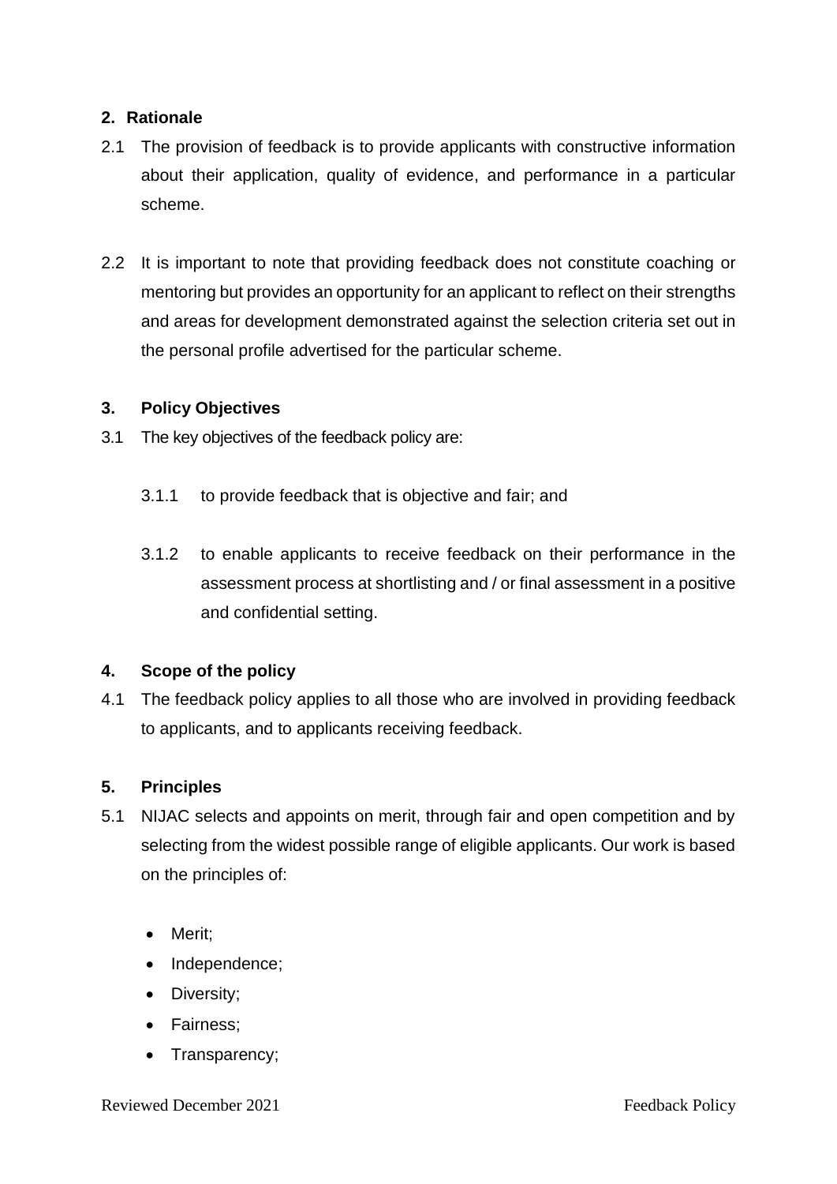## 2. Rationale

2.1 The provision of feedback is to provide applicants with constructive information about their application, quality of evidence, and performance in a particular scheme.

2.2 It is important to note that providing feedback does not constitute coaching or mentoring but provides an opportunity for an applicant to reflect on their strengths and areas for development demonstrated against the selection criteria set out in the personal profile advertised for the particular scheme.

## 3. Policy Objectives

3.1 The key objectives of the feedback policy are:

3.1.1 to provide feedback that is objective and fair; and

3.1.2 to enable applicants to receive feedback on their performance in the assessment process at shortlisting and / or final assessment in a positive and confidential setting.

## 4. Scope of the policy

4.1 The feedback policy applies to all those who are involved in providing feedback to applicants, and to applicants receiving feedback.

## 5. Principles

5.1 NIJAC selects and appoints on merit, through fair and open competition and by selecting from the widest possible range of eligible applicants. Our work is based on the principles of:

- Merit;
- Independence;
- Diversity;
- Fairness;
- Transparency;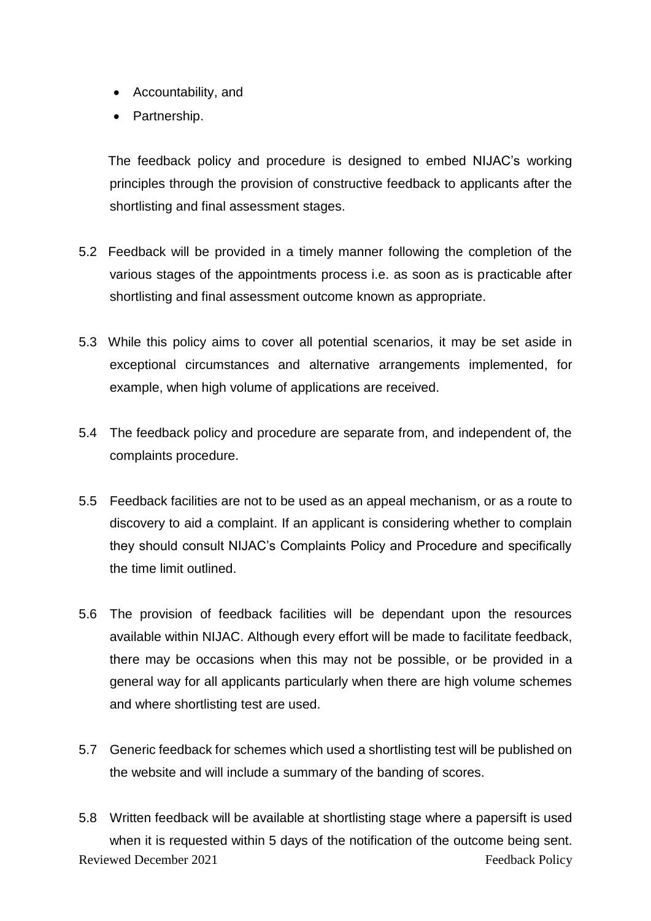- Accountability, and
- Partnership.

The feedback policy and procedure is designed to embed NIJAC's working principles through the provision of constructive feedback to applicants after the shortlisting and final assessment stages.

5.2 Feedback will be provided in a timely manner following the completion of the various stages of the appointments process i.e. as soon as is practicable after shortlisting and final assessment outcome known as appropriate.

5.3 While this policy aims to cover all potential scenarios, it may be set aside in exceptional circumstances and alternative arrangements implemented, for example, when high volume of applications are received.

5.4 The feedback policy and procedure are separate from, and independent of, the complaints procedure.

5.5 Feedback facilities are not to be used as an appeal mechanism, or as a route to discovery to aid a complaint. If an applicant is considering whether to complain they should consult NIJAC's Complaints Policy and Procedure and specifically the time limit outlined.

5.6 The provision of feedback facilities will be dependant upon the resources available within NIJAC. Although every effort will be made to facilitate feedback, there may be occasions when this may not be possible, or be provided in a general way for all applicants particularly when there are high volume schemes and where shortlisting test are used.

5.7 Generic feedback for schemes which used a shortlisting test will be published on the website and will include a summary of the banding of scores.

5.8 Written feedback will be available at shortlisting stage where a papersift is used when it is requested within 5 days of the notification of the outcome being sent.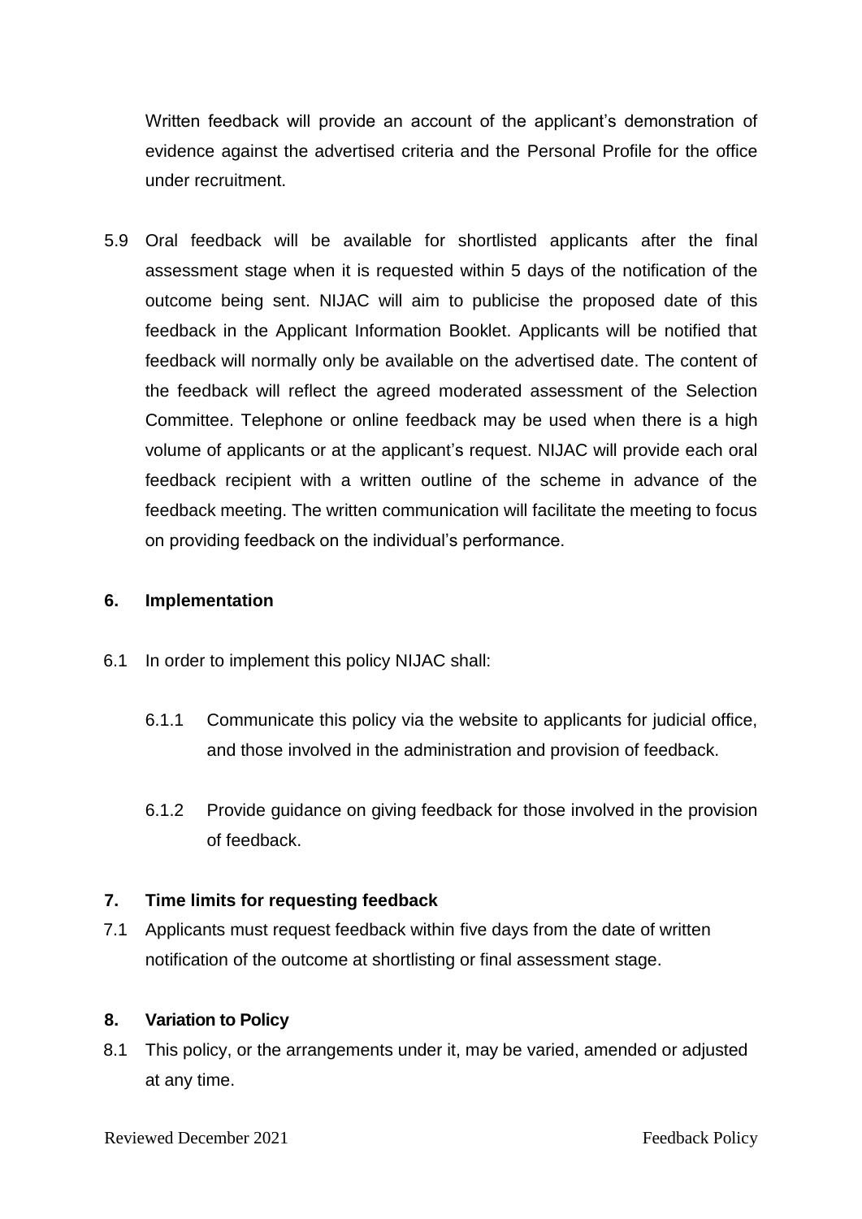Written feedback will provide an account of the applicant's demonstration of evidence against the advertised criteria and the Personal Profile for the office under recruitment.

5.9 Oral feedback will be available for shortlisted applicants after the final assessment stage when it is requested within 5 days of the notification of the outcome being sent. NIJAC will aim to publicise the proposed date of this feedback in the Applicant Information Booklet. Applicants will be notified that feedback will normally only be available on the advertised date. The content of the feedback will reflect the agreed moderated assessment of the Selection Committee. Telephone or online feedback may be used when there is a high volume of applicants or at the applicant's request. NIJAC will provide each oral feedback recipient with a written outline of the scheme in advance of the feedback meeting. The written communication will facilitate the meeting to focus on providing feedback on the individual's performance.

## 6. Implementation

6.1 In order to implement this policy NIJAC shall:

6.1.1 Communicate this policy via the website to applicants for judicial office, and those involved in the administration and provision of feedback.

6.1.2 Provide guidance on giving feedback for those involved in the provision of feedback.

## 7. Time limits for requesting feedback

7.1 Applicants must request feedback within five days from the date of written notification of the outcome at shortlisting or final assessment stage.

## 8. Variation to Policy

8.1 This policy, or the arrangements under it, may be varied, amended or adjusted at any time.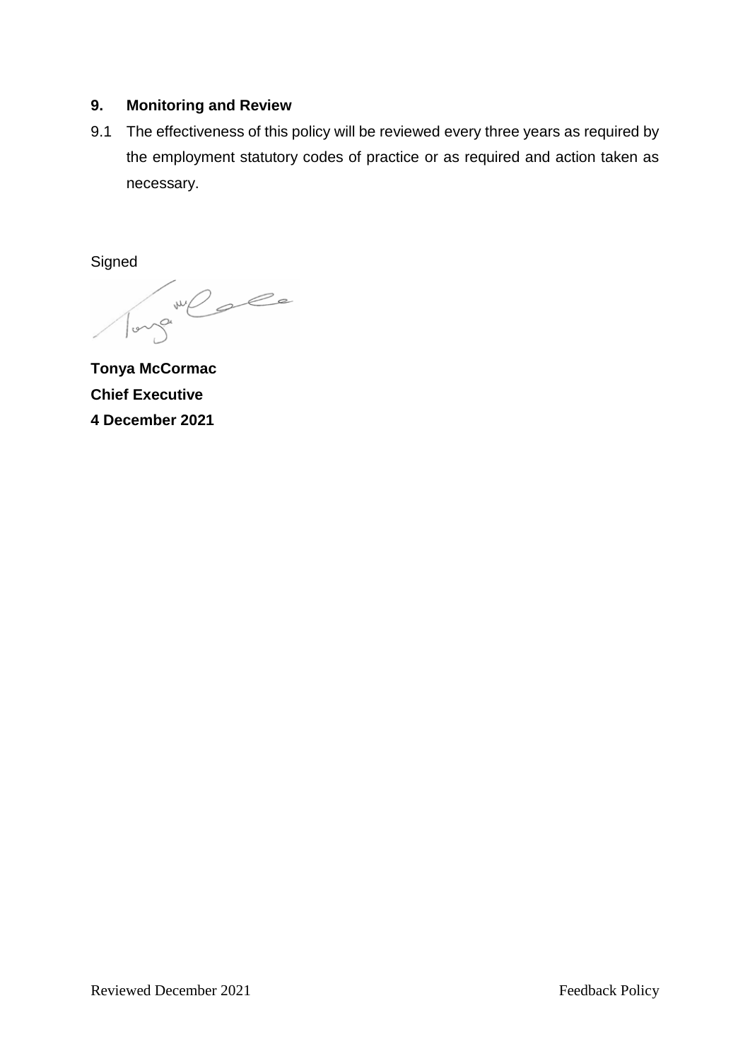## 9. Monitoring and Review

9.1 The effectiveness of this policy will be reviewed every three years as required by the employment statutory codes of practice or as required and action taken as necessary.

Signed

**Tonya McCormac**
**Chief Executive**
**4 December 2021**